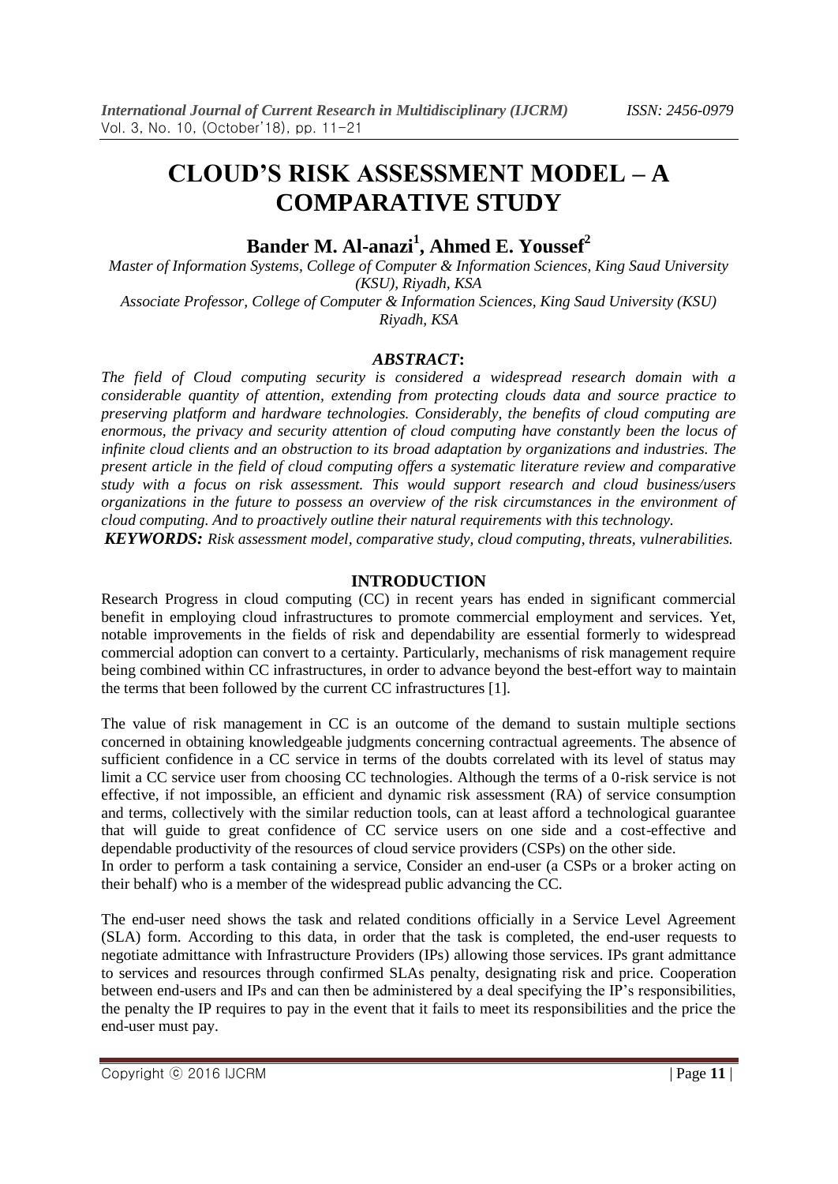# CLOUD'S RISK ASSESSMENT MODEL – A COMPARATIVE STUDY

**Bander M. Al-anazi[1], Ahmed E. Youssef[2]**

*Master of Information Systems, College of Computer & Information Sciences, King Saud University (KSU), Riyadh, KSA*
*Associate Professor, College of Computer & Information Sciences, King Saud University (KSU) Riyadh, KSA*

### *ABSTRACT*:

*The field of Cloud computing security is considered a widespread research domain with a considerable quantity of attention, extending from protecting clouds data and source practice to preserving platform and hardware technologies. Considerably, the benefits of cloud computing are enormous, the privacy and security attention of cloud computing have constantly been the locus of infinite cloud clients and an obstruction to its broad adaptation by organizations and industries. The present article in the field of cloud computing offers a systematic literature review and comparative study with a focus on risk assessment. This would support research and cloud business/users organizations in the future to possess an overview of the risk circumstances in the environment of cloud computing. And to proactively outline their natural requirements with this technology.*

***KEYWORDS:*** *Risk assessment model, comparative study, cloud computing, threats, vulnerabilities.*

## INTRODUCTION

Research Progress in cloud computing (CC) in recent years has ended in significant commercial benefit in employing cloud infrastructures to promote commercial employment and services. Yet, notable improvements in the fields of risk and dependability are essential formerly to widespread commercial adoption can convert to a certainty. Particularly, mechanisms of risk management require being combined within CC infrastructures, in order to advance beyond the best-effort way to maintain the terms that been followed by the current CC infrastructures [1].

The value of risk management in CC is an outcome of the demand to sustain multiple sections concerned in obtaining knowledgeable judgments concerning contractual agreements. The absence of sufficient confidence in a CC service in terms of the doubts correlated with its level of status may limit a CC service user from choosing CC technologies. Although the terms of a 0-risk service is not effective, if not impossible, an efficient and dynamic risk assessment (RA) of service consumption and terms, collectively with the similar reduction tools, can at least afford a technological guarantee that will guide to great confidence of CC service users on one side and a cost-effective and dependable productivity of the resources of cloud service providers (CSPs) on the other side.
In order to perform a task containing a service, Consider an end-user (a CSPs or a broker acting on their behalf) who is a member of the widespread public advancing the CC.

The end-user need shows the task and related conditions officially in a Service Level Agreement (SLA) form. According to this data, in order that the task is completed, the end-user requests to negotiate admittance with Infrastructure Providers (IPs) allowing those services. IPs grant admittance to services and resources through confirmed SLAs penalty, designating risk and price. Cooperation between end-users and IPs and can then be administered by a deal specifying the IP's responsibilities, the penalty the IP requires to pay in the event that it fails to meet its responsibilities and the price the end-user must pay.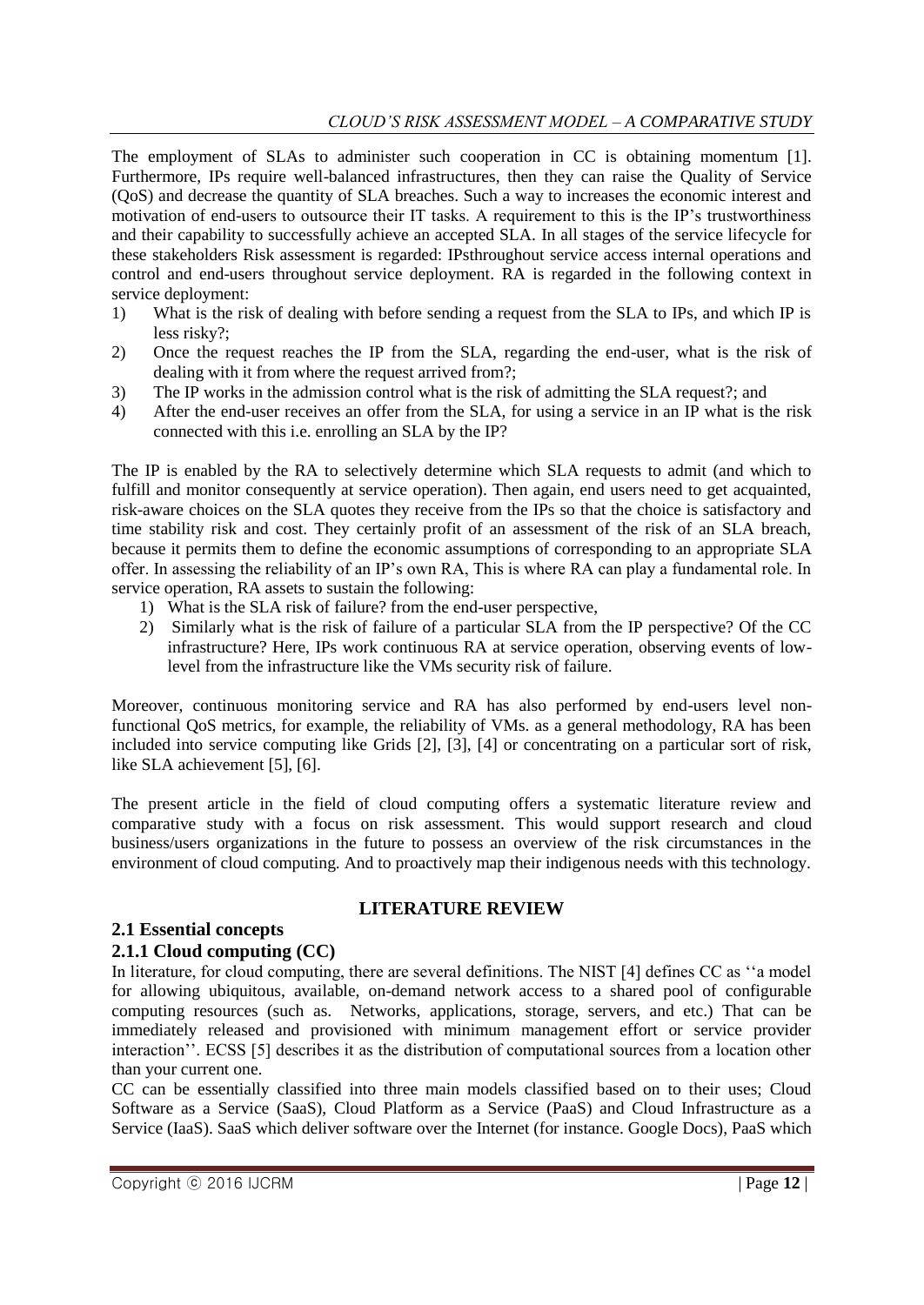The employment of SLAs to administer such cooperation in CC is obtaining momentum [1]. Furthermore, IPs require well-balanced infrastructures, then they can raise the Quality of Service (QoS) and decrease the quantity of SLA breaches. Such a way to increases the economic interest and motivation of end-users to outsource their IT tasks. A requirement to this is the IP's trustworthiness and their capability to successfully achieve an accepted SLA. In all stages of the service lifecycle for these stakeholders Risk assessment is regarded: IPsthroughout service access internal operations and control and end-users throughout service deployment. RA is regarded in the following context in service deployment:

1) What is the risk of dealing with before sending a request from the SLA to IPs, and which IP is less risky?;
2) Once the request reaches the IP from the SLA, regarding the end-user, what is the risk of dealing with it from where the request arrived from?;
3) The IP works in the admission control what is the risk of admitting the SLA request?; and
4) After the end-user receives an offer from the SLA, for using a service in an IP what is the risk connected with this i.e. enrolling an SLA by the IP?

The IP is enabled by the RA to selectively determine which SLA requests to admit (and which to fulfill and monitor consequently at service operation). Then again, end users need to get acquainted, risk-aware choices on the SLA quotes they receive from the IPs so that the choice is satisfactory and time stability risk and cost. They certainly profit of an assessment of the risk of an SLA breach, because it permits them to define the economic assumptions of corresponding to an appropriate SLA offer. In assessing the reliability of an IP's own RA, This is where RA can play a fundamental role. In service operation, RA assets to sustain the following:

1) What is the SLA risk of failure? from the end-user perspective,
2) Similarly what is the risk of failure of a particular SLA from the IP perspective? Of the CC infrastructure? Here, IPs work continuous RA at service operation, observing events of low-level from the infrastructure like the VMs security risk of failure.

Moreover, continuous monitoring service and RA has also performed by end-users level non-functional QoS metrics, for example, the reliability of VMs. as a general methodology, RA has been included into service computing like Grids [2], [3], [4] or concentrating on a particular sort of risk, like SLA achievement [5], [6].

The present article in the field of cloud computing offers a systematic literature review and comparative study with a focus on risk assessment. This would support research and cloud business/users organizations in the future to possess an overview of the risk circumstances in the environment of cloud computing. And to proactively map their indigenous needs with this technology.

## LITERATURE REVIEW

### 2.1 Essential concepts

#### 2.1.1 Cloud computing (CC)

In literature, for cloud computing, there are several definitions. The NIST [4] defines CC as ''a model for allowing ubiquitous, available, on-demand network access to a shared pool of configurable computing resources (such as. Networks, applications, storage, servers, and etc.) That can be immediately released and provisioned with minimum management effort or service provider interaction''. ECSS [5] describes it as the distribution of computational sources from a location other than your current one.

CC can be essentially classified into three main models classified based on to their uses; Cloud Software as a Service (SaaS), Cloud Platform as a Service (PaaS) and Cloud Infrastructure as a Service (IaaS). SaaS which deliver software over the Internet (for instance. Google Docs), PaaS which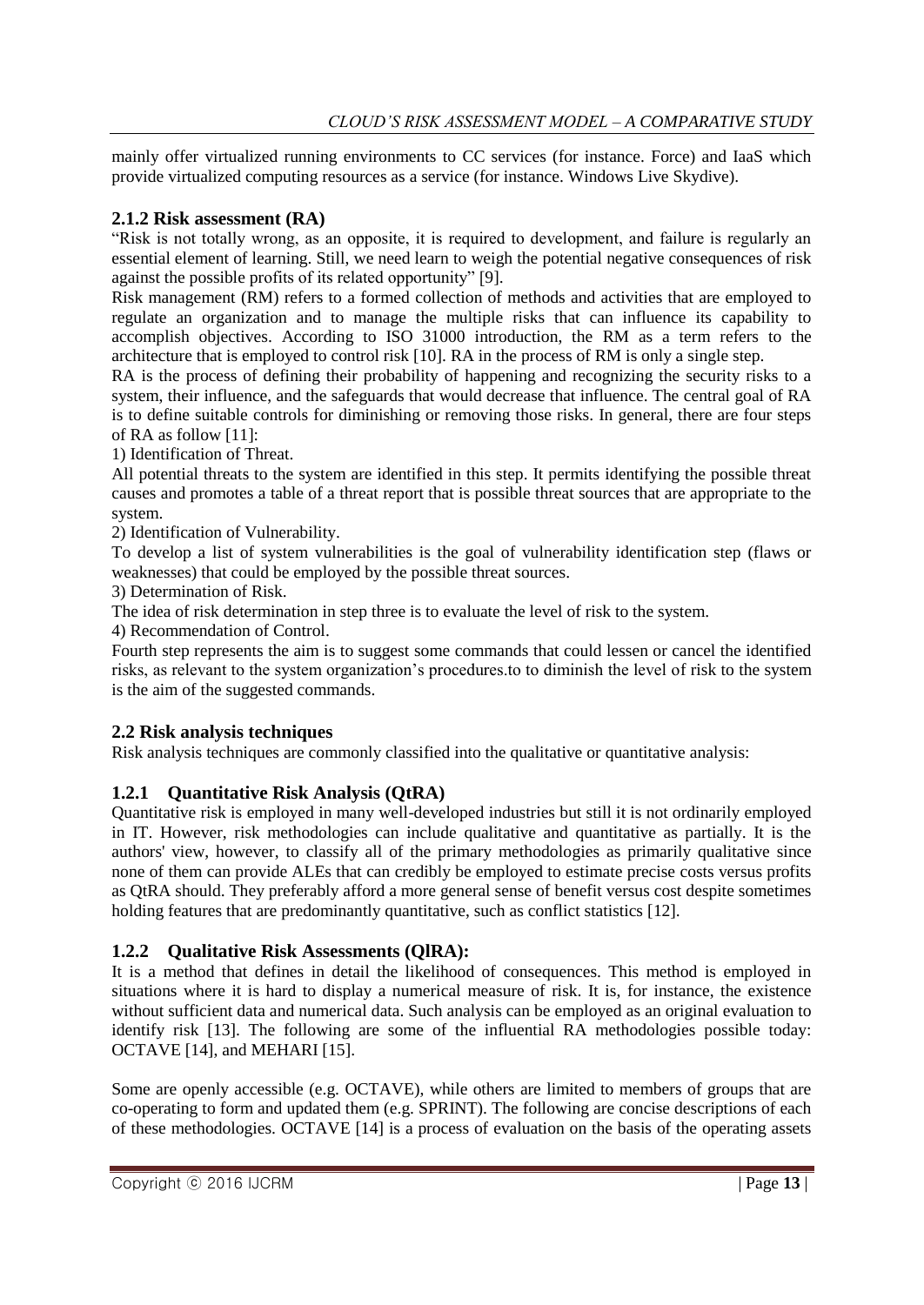mainly offer virtualized running environments to CC services (for instance. Force) and IaaS which provide virtualized computing resources as a service (for instance. Windows Live Skydive).

### 2.1.2 Risk assessment (RA)

"Risk is not totally wrong, as an opposite, it is required to development, and failure is regularly an essential element of learning. Still, we need learn to weigh the potential negative consequences of risk against the possible profits of its related opportunity" [9].

Risk management (RM) refers to a formed collection of methods and activities that are employed to regulate an organization and to manage the multiple risks that can influence its capability to accomplish objectives. According to ISO 31000 introduction, the RM as a term refers to the architecture that is employed to control risk [10]. RA in the process of RM is only a single step.

RA is the process of defining their probability of happening and recognizing the security risks to a system, their influence, and the safeguards that would decrease that influence. The central goal of RA is to define suitable controls for diminishing or removing those risks. In general, there are four steps of RA as follow [11]:

1) Identification of Threat.

All potential threats to the system are identified in this step. It permits identifying the possible threat causes and promotes a table of a threat report that is possible threat sources that are appropriate to the system.

2) Identification of Vulnerability.

To develop a list of system vulnerabilities is the goal of vulnerability identification step (flaws or weaknesses) that could be employed by the possible threat sources.

3) Determination of Risk.

The idea of risk determination in step three is to evaluate the level of risk to the system.

4) Recommendation of Control.

Fourth step represents the aim is to suggest some commands that could lessen or cancel the identified risks, as relevant to the system organization's procedures.to to diminish the level of risk to the system is the aim of the suggested commands.

## 2.2 Risk analysis techniques

Risk analysis techniques are commonly classified into the qualitative or quantitative analysis:

### 1.2.1 Quantitative Risk Analysis (QtRA)

Quantitative risk is employed in many well-developed industries but still it is not ordinarily employed in IT. However, risk methodologies can include qualitative and quantitative as partially. It is the authors' view, however, to classify all of the primary methodologies as primarily qualitative since none of them can provide ALEs that can credibly be employed to estimate precise costs versus profits as QtRA should. They preferably afford a more general sense of benefit versus cost despite sometimes holding features that are predominantly quantitative, such as conflict statistics [12].

### 1.2.2 Qualitative Risk Assessments (QlRA):

It is a method that defines in detail the likelihood of consequences. This method is employed in situations where it is hard to display a numerical measure of risk. It is, for instance, the existence without sufficient data and numerical data. Such analysis can be employed as an original evaluation to identify risk [13]. The following are some of the influential RA methodologies possible today: OCTAVE [14], and MEHARI [15].

Some are openly accessible (e.g. OCTAVE), while others are limited to members of groups that are co-operating to form and updated them (e.g. SPRINT). The following are concise descriptions of each of these methodologies. OCTAVE [14] is a process of evaluation on the basis of the operating assets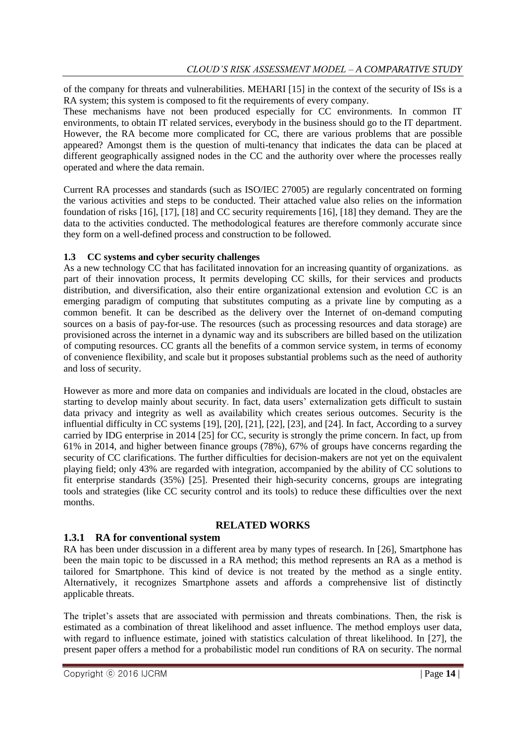of the company for threats and vulnerabilities. MEHARI [15] in the context of the security of ISs is a RA system; this system is composed to fit the requirements of every company.

These mechanisms have not been produced especially for CC environments. In common IT environments, to obtain IT related services, everybody in the business should go to the IT department. However, the RA become more complicated for CC, there are various problems that are possible appeared? Amongst them is the question of multi-tenancy that indicates the data can be placed at different geographically assigned nodes in the CC and the authority over where the processes really operated and where the data remain.

Current RA processes and standards (such as ISO/IEC 27005) are regularly concentrated on forming the various activities and steps to be conducted. Their attached value also relies on the information foundation of risks [16], [17], [18] and CC security requirements [16], [18] they demand. They are the data to the activities conducted. The methodological features are therefore commonly accurate since they form on a well-defined process and construction to be followed.

### 1.3 CC systems and cyber security challenges

As a new technology CC that has facilitated innovation for an increasing quantity of organizations. as part of their innovation process, It permits developing CC skills, for their services and products distribution, and diversification, also their entire organizational extension and evolution CC is an emerging paradigm of computing that substitutes computing as a private line by computing as a common benefit. It can be described as the delivery over the Internet of on-demand computing sources on a basis of pay-for-use. The resources (such as processing resources and data storage) are provisioned across the internet in a dynamic way and its subscribers are billed based on the utilization of computing resources. CC grants all the benefits of a common service system, in terms of economy of convenience flexibility, and scale but it proposes substantial problems such as the need of authority and loss of security.

However as more and more data on companies and individuals are located in the cloud, obstacles are starting to develop mainly about security. In fact, data users' externalization gets difficult to sustain data privacy and integrity as well as availability which creates serious outcomes. Security is the influential difficulty in CC systems [19], [20], [21], [22], [23], and [24]. In fact, According to a survey carried by IDG enterprise in 2014 [25] for CC, security is strongly the prime concern. In fact, up from 61% in 2014, and higher between finance groups (78%), 67% of groups have concerns regarding the security of CC clarifications. The further difficulties for decision-makers are not yet on the equivalent playing field; only 43% are regarded with integration, accompanied by the ability of CC solutions to fit enterprise standards (35%) [25]. Presented their high-security concerns, groups are integrating tools and strategies (like CC security control and its tools) to reduce these difficulties over the next months.

## RELATED WORKS

### 1.3.1 RA for conventional system

RA has been under discussion in a different area by many types of research. In [26], Smartphone has been the main topic to be discussed in a RA method; this method represents an RA as a method is tailored for Smartphone. This kind of device is not treated by the method as a single entity. Alternatively, it recognizes Smartphone assets and affords a comprehensive list of distinctly applicable threats.

The triplet's assets that are associated with permission and threats combinations. Then, the risk is estimated as a combination of threat likelihood and asset influence. The method employs user data, with regard to influence estimate, joined with statistics calculation of threat likelihood. In [27], the present paper offers a method for a probabilistic model run conditions of RA on security. The normal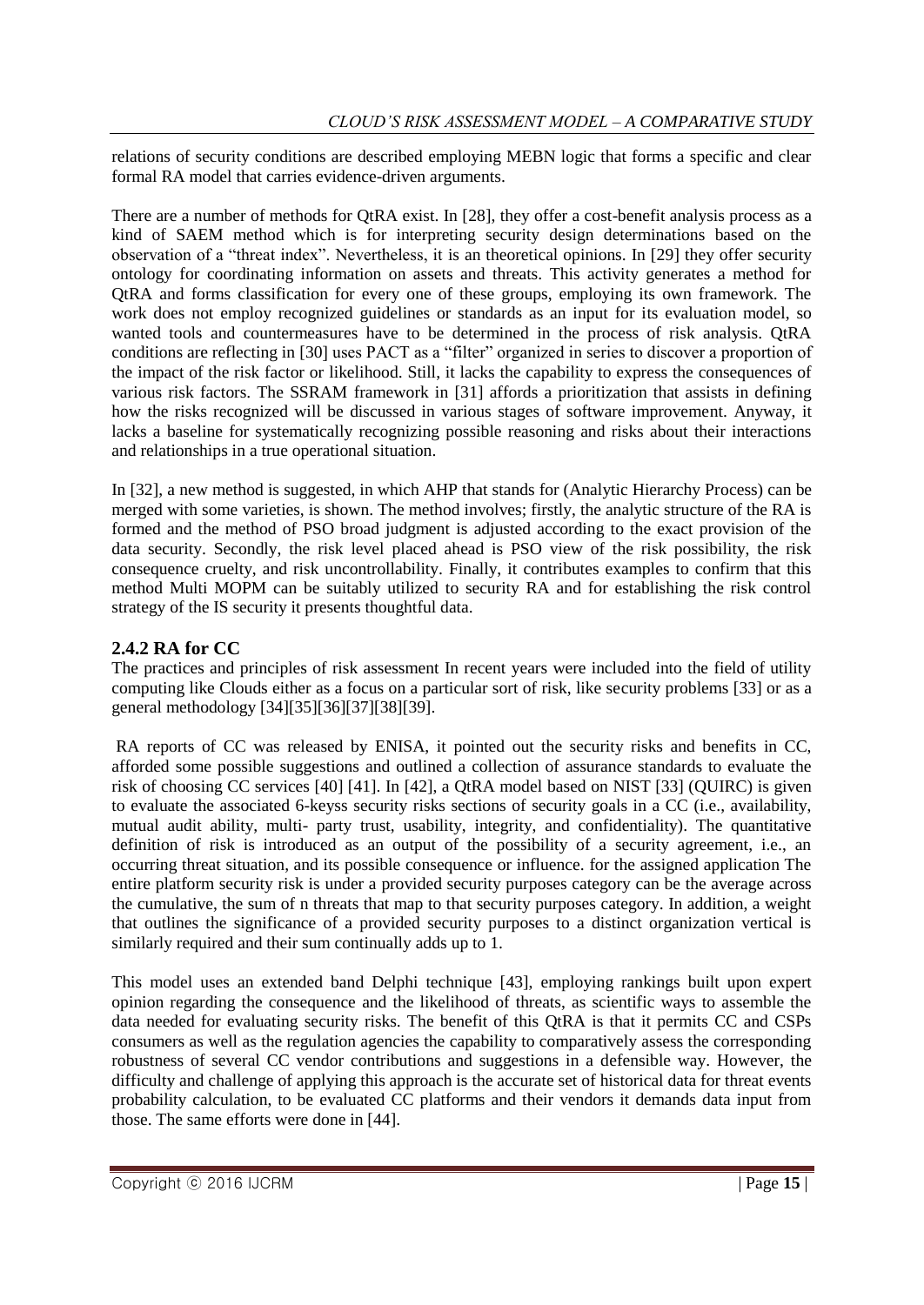relations of security conditions are described employing MEBN logic that forms a specific and clear formal RA model that carries evidence-driven arguments.

There are a number of methods for QtRA exist. In [28], they offer a cost-benefit analysis process as a kind of SAEM method which is for interpreting security design determinations based on the observation of a "threat index". Nevertheless, it is an theoretical opinions. In [29] they offer security ontology for coordinating information on assets and threats. This activity generates a method for QtRA and forms classification for every one of these groups, employing its own framework. The work does not employ recognized guidelines or standards as an input for its evaluation model, so wanted tools and countermeasures have to be determined in the process of risk analysis. QtRA conditions are reflecting in [30] uses PACT as a "filter" organized in series to discover a proportion of the impact of the risk factor or likelihood. Still, it lacks the capability to express the consequences of various risk factors. The SSRAM framework in [31] affords a prioritization that assists in defining how the risks recognized will be discussed in various stages of software improvement. Anyway, it lacks a baseline for systematically recognizing possible reasoning and risks about their interactions and relationships in a true operational situation.

In [32], a new method is suggested, in which AHP that stands for (Analytic Hierarchy Process) can be merged with some varieties, is shown. The method involves; firstly, the analytic structure of the RA is formed and the method of PSO broad judgment is adjusted according to the exact provision of the data security. Secondly, the risk level placed ahead is PSO view of the risk possibility, the risk consequence cruelty, and risk uncontrollability. Finally, it contributes examples to confirm that this method Multi MOPM can be suitably utilized to security RA and for establishing the risk control strategy of the IS security it presents thoughtful data.

### 2.4.2 RA for CC

The practices and principles of risk assessment In recent years were included into the field of utility computing like Clouds either as a focus on a particular sort of risk, like security problems [33] or as a general methodology [34][35][36][37][38][39].

RA reports of CC was released by ENISA, it pointed out the security risks and benefits in CC, afforded some possible suggestions and outlined a collection of assurance standards to evaluate the risk of choosing CC services [40] [41]. In [42], a QtRA model based on NIST [33] (QUIRC) is given to evaluate the associated 6-keyss security risks sections of security goals in a CC (i.e., availability, mutual audit ability, multi- party trust, usability, integrity, and confidentiality). The quantitative definition of risk is introduced as an output of the possibility of a security agreement, i.e., an occurring threat situation, and its possible consequence or influence. for the assigned application The entire platform security risk is under a provided security purposes category can be the average across the cumulative, the sum of n threats that map to that security purposes category. In addition, a weight that outlines the significance of a provided security purposes to a distinct organization vertical is similarly required and their sum continually adds up to 1.

This model uses an extended band Delphi technique [43], employing rankings built upon expert opinion regarding the consequence and the likelihood of threats, as scientific ways to assemble the data needed for evaluating security risks. The benefit of this QtRA is that it permits CC and CSPs consumers as well as the regulation agencies the capability to comparatively assess the corresponding robustness of several CC vendor contributions and suggestions in a defensible way. However, the difficulty and challenge of applying this approach is the accurate set of historical data for threat events probability calculation, to be evaluated CC platforms and their vendors it demands data input from those. The same efforts were done in [44].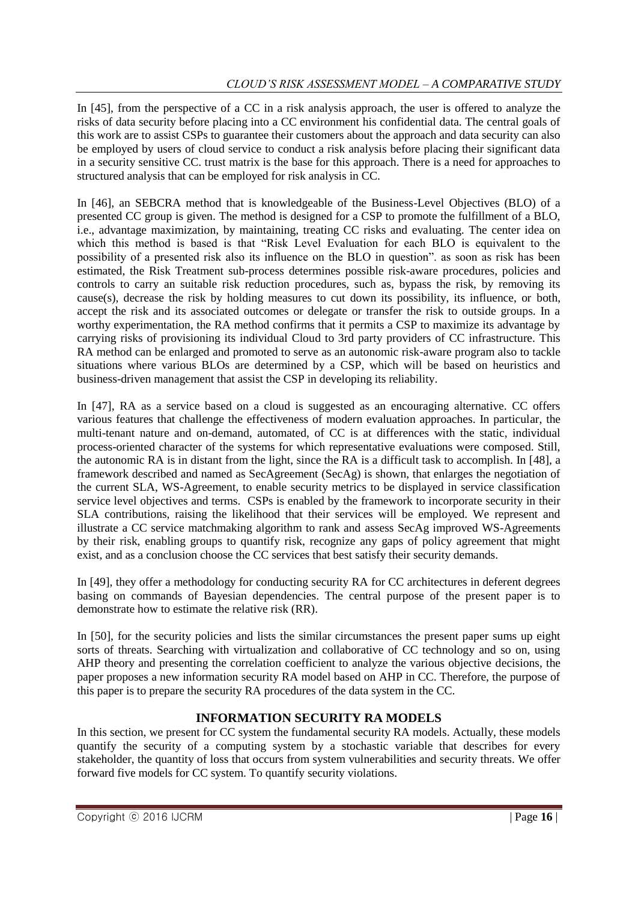In [45], from the perspective of a CC in a risk analysis approach, the user is offered to analyze the risks of data security before placing into a CC environment his confidential data. The central goals of this work are to assist CSPs to guarantee their customers about the approach and data security can also be employed by users of cloud service to conduct a risk analysis before placing their significant data in a security sensitive CC. trust matrix is the base for this approach. There is a need for approaches to structured analysis that can be employed for risk analysis in CC.

In [46], an SEBCRA method that is knowledgeable of the Business-Level Objectives (BLO) of a presented CC group is given. The method is designed for a CSP to promote the fulfillment of a BLO, i.e., advantage maximization, by maintaining, treating CC risks and evaluating. The center idea on which this method is based is that "Risk Level Evaluation for each BLO is equivalent to the possibility of a presented risk also its influence on the BLO in question". as soon as risk has been estimated, the Risk Treatment sub-process determines possible risk-aware procedures, policies and controls to carry an suitable risk reduction procedures, such as, bypass the risk, by removing its cause(s), decrease the risk by holding measures to cut down its possibility, its influence, or both, accept the risk and its associated outcomes or delegate or transfer the risk to outside groups. In a worthy experimentation, the RA method confirms that it permits a CSP to maximize its advantage by carrying risks of provisioning its individual Cloud to 3rd party providers of CC infrastructure. This RA method can be enlarged and promoted to serve as an autonomic risk-aware program also to tackle situations where various BLOs are determined by a CSP, which will be based on heuristics and business-driven management that assist the CSP in developing its reliability.

In [47], RA as a service based on a cloud is suggested as an encouraging alternative. CC offers various features that challenge the effectiveness of modern evaluation approaches. In particular, the multi-tenant nature and on-demand, automated, of CC is at differences with the static, individual process-oriented character of the systems for which representative evaluations were composed. Still, the autonomic RA is in distant from the light, since the RA is a difficult task to accomplish. In [48], a framework described and named as SecAgreement (SecAg) is shown, that enlarges the negotiation of the current SLA, WS-Agreement, to enable security metrics to be displayed in service classification service level objectives and terms. CSPs is enabled by the framework to incorporate security in their SLA contributions, raising the likelihood that their services will be employed. We represent and illustrate a CC service matchmaking algorithm to rank and assess SecAg improved WS-Agreements by their risk, enabling groups to quantify risk, recognize any gaps of policy agreement that might exist, and as a conclusion choose the CC services that best satisfy their security demands.

In [49], they offer a methodology for conducting security RA for CC architectures in deferent degrees basing on commands of Bayesian dependencies. The central purpose of the present paper is to demonstrate how to estimate the relative risk (RR).

In [50], for the security policies and lists the similar circumstances the present paper sums up eight sorts of threats. Searching with virtualization and collaborative of CC technology and so on, using AHP theory and presenting the correlation coefficient to analyze the various objective decisions, the paper proposes a new information security RA model based on AHP in CC. Therefore, the purpose of this paper is to prepare the security RA procedures of the data system in the CC.

## INFORMATION SECURITY RA MODELS

In this section, we present for CC system the fundamental security RA models. Actually, these models quantify the security of a computing system by a stochastic variable that describes for every stakeholder, the quantity of loss that occurs from system vulnerabilities and security threats. We offer forward five models for CC system. To quantify security violations.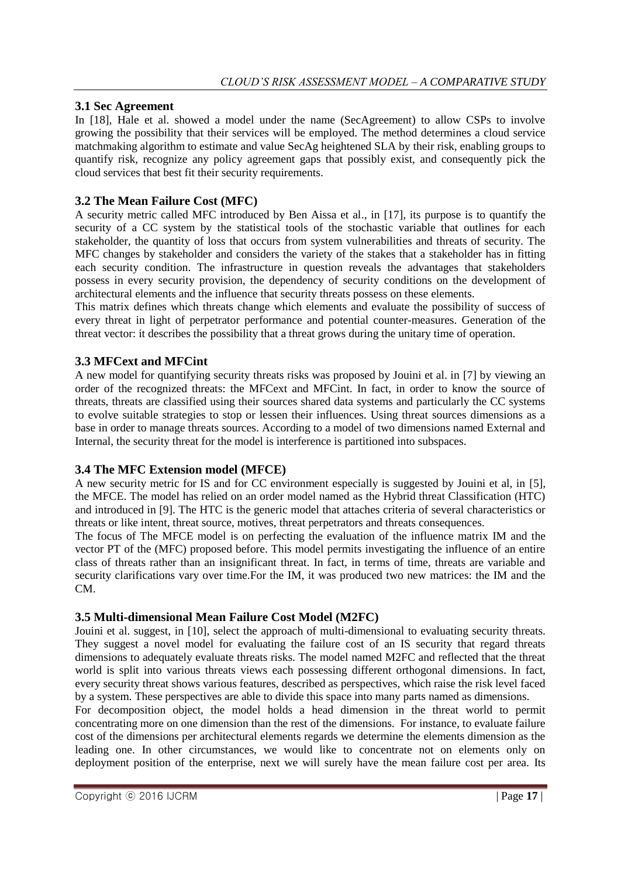### 3.1 Sec Agreement

In [18], Hale et al. showed a model under the name (SecAgreement) to allow CSPs to involve growing the possibility that their services will be employed. The method determines a cloud service matchmaking algorithm to estimate and value SecAg heightened SLA by their risk, enabling groups to quantify risk, recognize any policy agreement gaps that possibly exist, and consequently pick the cloud services that best fit their security requirements.

### 3.2 The Mean Failure Cost (MFC)

A security metric called MFC introduced by Ben Aissa et al., in [17], its purpose is to quantify the security of a CC system by the statistical tools of the stochastic variable that outlines for each stakeholder, the quantity of loss that occurs from system vulnerabilities and threats of security. The MFC changes by stakeholder and considers the variety of the stakes that a stakeholder has in fitting each security condition. The infrastructure in question reveals the advantages that stakeholders possess in every security provision, the dependency of security conditions on the development of architectural elements and the influence that security threats possess on these elements.

This matrix defines which threats change which elements and evaluate the possibility of success of every threat in light of perpetrator performance and potential counter-measures. Generation of the threat vector: it describes the possibility that a threat grows during the unitary time of operation.

### 3.3 MFCext and MFCint

A new model for quantifying security threats risks was proposed by Jouini et al. in [7] by viewing an order of the recognized threats: the MFCext and MFCint. In fact, in order to know the source of threats, threats are classified using their sources shared data systems and particularly the CC systems to evolve suitable strategies to stop or lessen their influences. Using threat sources dimensions as a base in order to manage threats sources. According to a model of two dimensions named External and Internal, the security threat for the model is interference is partitioned into subspaces.

### 3.4 The MFC Extension model (MFCE)

A new security metric for IS and for CC environment especially is suggested by Jouini et al, in [5], the MFCE. The model has relied on an order model named as the Hybrid threat Classification (HTC) and introduced in [9]. The HTC is the generic model that attaches criteria of several characteristics or threats or like intent, threat source, motives, threat perpetrators and threats consequences.

The focus of The MFCE model is on perfecting the evaluation of the influence matrix IM and the vector PT of the (MFC) proposed before. This model permits investigating the influence of an entire class of threats rather than an insignificant threat. In fact, in terms of time, threats are variable and security clarifications vary over time.For the IM, it was produced two new matrices: the IM and the CM.

### 3.5 Multi-dimensional Mean Failure Cost Model (M2FC)

Jouini et al. suggest, in [10], select the approach of multi-dimensional to evaluating security threats. They suggest a novel model for evaluating the failure cost of an IS security that regard threats dimensions to adequately evaluate threats risks. The model named M2FC and reflected that the threat world is split into various threats views each possessing different orthogonal dimensions. In fact, every security threat shows various features, described as perspectives, which raise the risk level faced by a system. These perspectives are able to divide this space into many parts named as dimensions.

For decomposition object, the model holds a head dimension in the threat world to permit concentrating more on one dimension than the rest of the dimensions. For instance, to evaluate failure cost of the dimensions per architectural elements regards we determine the elements dimension as the leading one. In other circumstances, we would like to concentrate not on elements only on deployment position of the enterprise, next we will surely have the mean failure cost per area. Its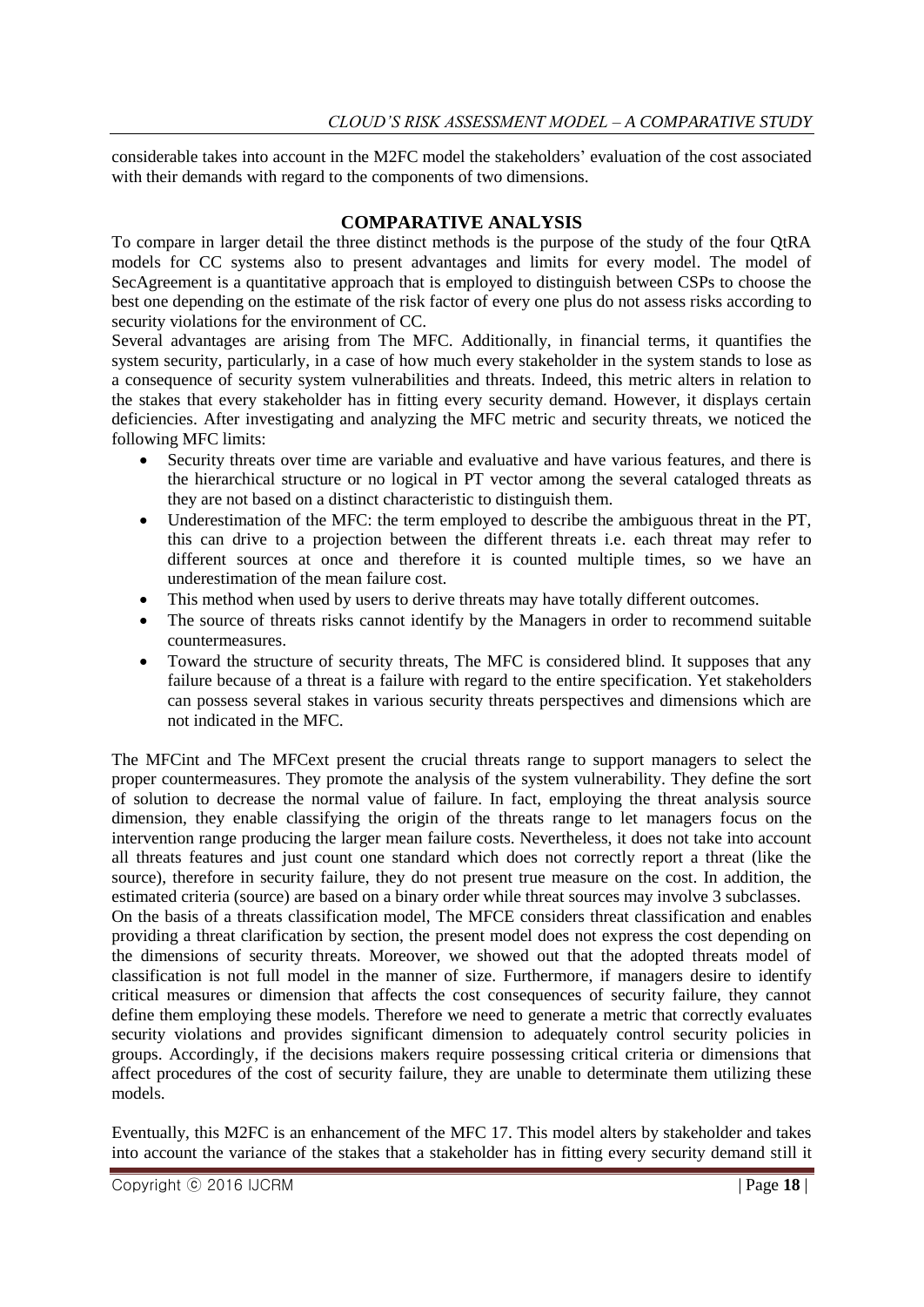considerable takes into account in the M2FC model the stakeholders' evaluation of the cost associated with their demands with regard to the components of two dimensions.

## COMPARATIVE ANALYSIS

To compare in larger detail the three distinct methods is the purpose of the study of the four QtRA models for CC systems also to present advantages and limits for every model. The model of SecAgreement is a quantitative approach that is employed to distinguish between CSPs to choose the best one depending on the estimate of the risk factor of every one plus do not assess risks according to security violations for the environment of CC.

Several advantages are arising from The MFC. Additionally, in financial terms, it quantifies the system security, particularly, in a case of how much every stakeholder in the system stands to lose as a consequence of security system vulnerabilities and threats. Indeed, this metric alters in relation to the stakes that every stakeholder has in fitting every security demand. However, it displays certain deficiencies. After investigating and analyzing the MFC metric and security threats, we noticed the following MFC limits:

- Security threats over time are variable and evaluative and have various features, and there is the hierarchical structure or no logical in PT vector among the several cataloged threats as they are not based on a distinct characteristic to distinguish them.
- Underestimation of the MFC: the term employed to describe the ambiguous threat in the PT, this can drive to a projection between the different threats i.e. each threat may refer to different sources at once and therefore it is counted multiple times, so we have an underestimation of the mean failure cost.
- This method when used by users to derive threats may have totally different outcomes.
- The source of threats risks cannot identify by the Managers in order to recommend suitable countermeasures.
- Toward the structure of security threats, The MFC is considered blind. It supposes that any failure because of a threat is a failure with regard to the entire specification. Yet stakeholders can possess several stakes in various security threats perspectives and dimensions which are not indicated in the MFC.

The MFCint and The MFCext present the crucial threats range to support managers to select the proper countermeasures. They promote the analysis of the system vulnerability. They define the sort of solution to decrease the normal value of failure. In fact, employing the threat analysis source dimension, they enable classifying the origin of the threats range to let managers focus on the intervention range producing the larger mean failure costs. Nevertheless, it does not take into account all threats features and just count one standard which does not correctly report a threat (like the source), therefore in security failure, they do not present true measure on the cost. In addition, the estimated criteria (source) are based on a binary order while threat sources may involve 3 subclasses.

On the basis of a threats classification model, The MFCE considers threat classification and enables providing a threat clarification by section, the present model does not express the cost depending on the dimensions of security threats. Moreover, we showed out that the adopted threats model of classification is not full model in the manner of size. Furthermore, if managers desire to identify critical measures or dimension that affects the cost consequences of security failure, they cannot define them employing these models. Therefore we need to generate a metric that correctly evaluates security violations and provides significant dimension to adequately control security policies in groups. Accordingly, if the decisions makers require possessing critical criteria or dimensions that affect procedures of the cost of security failure, they are unable to determinate them utilizing these models.

Eventually, this M2FC is an enhancement of the MFC 17. This model alters by stakeholder and takes into account the variance of the stakes that a stakeholder has in fitting every security demand still it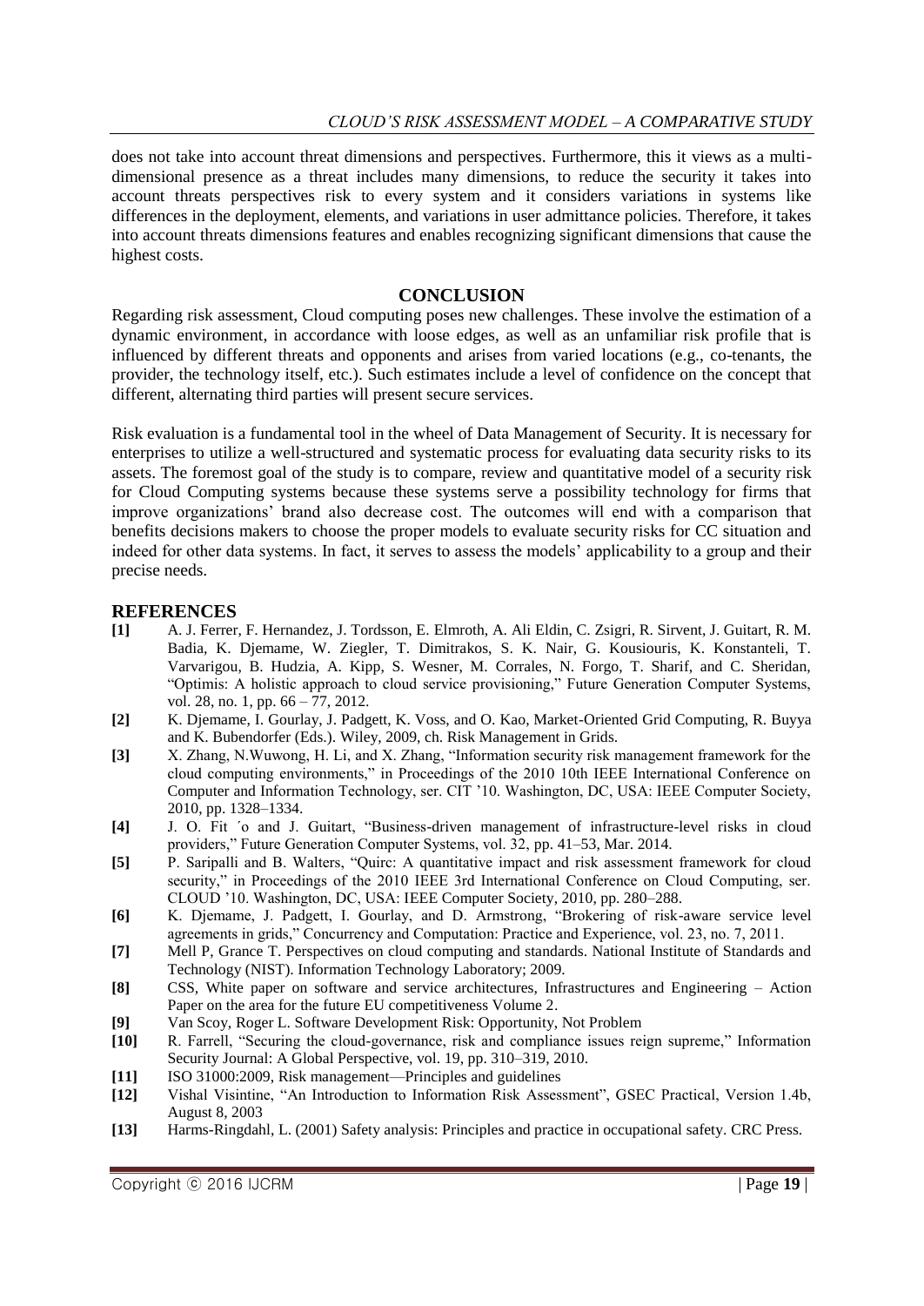does not take into account threat dimensions and perspectives. Furthermore, this it views as a multi-dimensional presence as a threat includes many dimensions, to reduce the security it takes into account threats perspectives risk to every system and it considers variations in systems like differences in the deployment, elements, and variations in user admittance policies. Therefore, it takes into account threats dimensions features and enables recognizing significant dimensions that cause the highest costs.

## CONCLUSION

Regarding risk assessment, Cloud computing poses new challenges. These involve the estimation of a dynamic environment, in accordance with loose edges, as well as an unfamiliar risk profile that is influenced by different threats and opponents and arises from varied locations (e.g., co-tenants, the provider, the technology itself, etc.). Such estimates include a level of confidence on the concept that different, alternating third parties will present secure services.

Risk evaluation is a fundamental tool in the wheel of Data Management of Security. It is necessary for enterprises to utilize a well-structured and systematic process for evaluating data security risks to its assets. The foremost goal of the study is to compare, review and quantitative model of a security risk for Cloud Computing systems because these systems serve a possibility technology for firms that improve organizations' brand also decrease cost. The outcomes will end with a comparison that benefits decisions makers to choose the proper models to evaluate security risks for CC situation and indeed for other data systems. In fact, it serves to assess the models' applicability to a group and their precise needs.

## REFERENCES

- **[1]** A. J. Ferrer, F. Hernandez, J. Tordsson, E. Elmroth, A. Ali Eldin, C. Zsigri, R. Sirvent, J. Guitart, R. M. Badia, K. Djemame, W. Ziegler, T. Dimitrakos, S. K. Nair, G. Kousiouris, K. Konstanteli, T. Varvarigou, B. Hudzia, A. Kipp, S. Wesner, M. Corrales, N. Forgo, T. Sharif, and C. Sheridan, "Optimis: A holistic approach to cloud service provisioning," Future Generation Computer Systems, vol. 28, no. 1, pp. 66 – 77, 2012.
- **[2]** K. Djemame, I. Gourlay, J. Padgett, K. Voss, and O. Kao, Market-Oriented Grid Computing, R. Buyya and K. Bubendorfer (Eds.). Wiley, 2009, ch. Risk Management in Grids.
- **[3]** X. Zhang, N.Wuwong, H. Li, and X. Zhang, "Information security risk management framework for the cloud computing environments," in Proceedings of the 2010 10th IEEE International Conference on Computer and Information Technology, ser. CIT '10. Washington, DC, USA: IEEE Computer Society, 2010, pp. 1328–1334.
- **[4]** J. O. Fit ´o and J. Guitart, "Business-driven management of infrastructure-level risks in cloud providers," Future Generation Computer Systems, vol. 32, pp. 41–53, Mar. 2014.
- **[5]** P. Saripalli and B. Walters, "Quirc: A quantitative impact and risk assessment framework for cloud security," in Proceedings of the 2010 IEEE 3rd International Conference on Cloud Computing, ser. CLOUD '10. Washington, DC, USA: IEEE Computer Society, 2010, pp. 280–288.
- **[6]** K. Djemame, J. Padgett, I. Gourlay, and D. Armstrong, "Brokering of risk-aware service level agreements in grids," Concurrency and Computation: Practice and Experience, vol. 23, no. 7, 2011.
- **[7]** Mell P, Grance T. Perspectives on cloud computing and standards. National Institute of Standards and Technology (NIST). Information Technology Laboratory; 2009.
- **[8]** CSS, White paper on software and service architectures, Infrastructures and Engineering – Action Paper on the area for the future EU competitiveness Volume 2.
- **[9]** Van Scoy, Roger L. Software Development Risk: Opportunity, Not Problem
- **[10]** R. Farrell, "Securing the cloud-governance, risk and compliance issues reign supreme," Information Security Journal: A Global Perspective, vol. 19, pp. 310–319, 2010.
- **[11]** ISO 31000:2009, Risk management—Principles and guidelines
- **[12]** Vishal Visintine, "An Introduction to Information Risk Assessment", GSEC Practical, Version 1.4b, August 8, 2003
- **[13]** Harms-Ringdahl, L. (2001) Safety analysis: Principles and practice in occupational safety. CRC Press.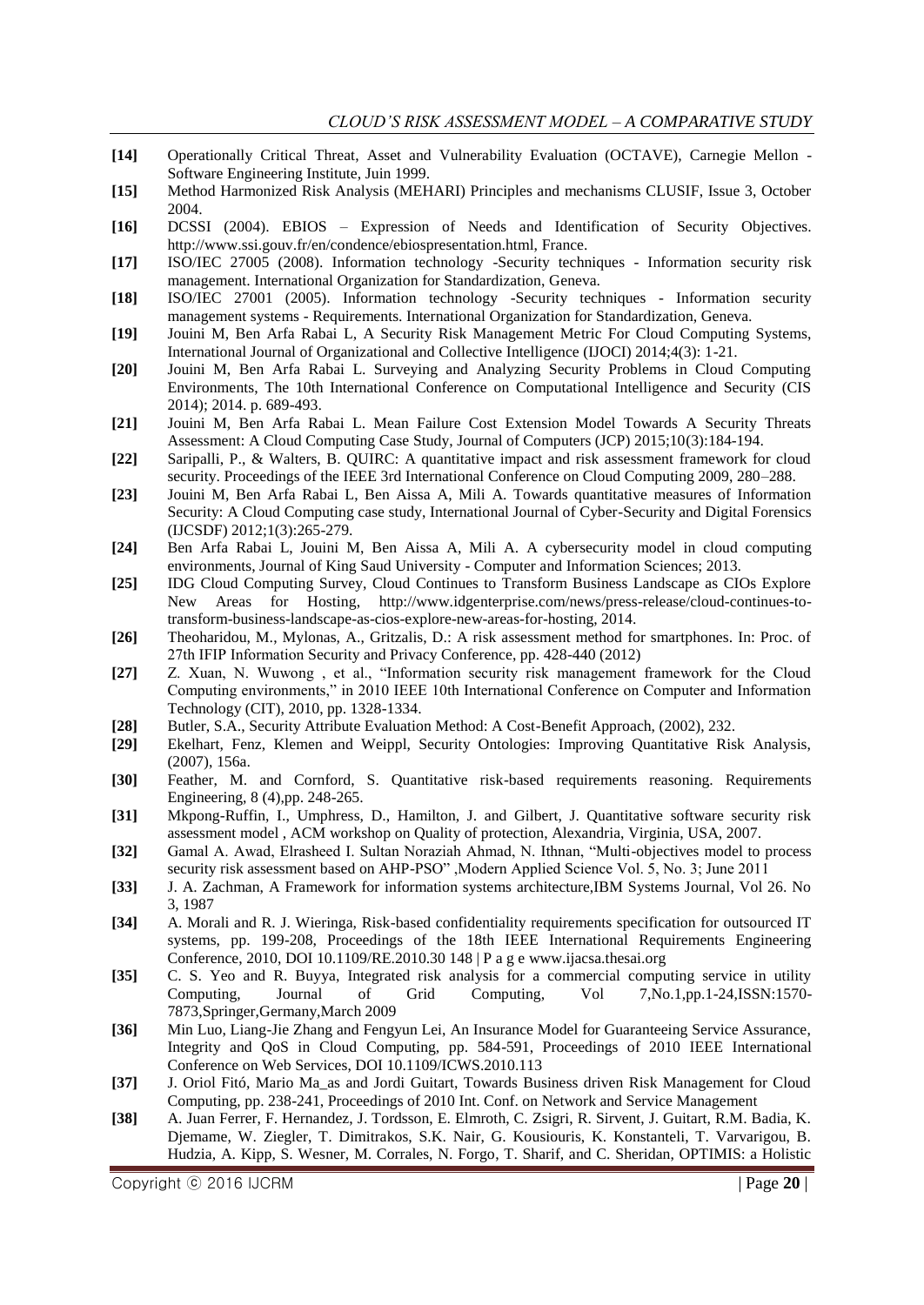**[14]** Operationally Critical Threat, Asset and Vulnerability Evaluation (OCTAVE), Carnegie Mellon - Software Engineering Institute, Juin 1999.

**[15]** Method Harmonized Risk Analysis (MEHARI) Principles and mechanisms CLUSIF, Issue 3, October 2004.

**[16]** DCSSI (2004). EBIOS – Expression of Needs and Identification of Security Objectives. http://www.ssi.gouv.fr/en/condence/ebiospresentation.html, France.

**[17]** ISO/IEC 27005 (2008). Information technology -Security techniques - Information security risk management. International Organization for Standardization, Geneva.

**[18]** ISO/IEC 27001 (2005). Information technology -Security techniques - Information security management systems - Requirements. International Organization for Standardization, Geneva.

**[19]** Jouini M, Ben Arfa Rabai L, A Security Risk Management Metric For Cloud Computing Systems, International Journal of Organizational and Collective Intelligence (IJOCI) 2014;4(3): 1-21.

**[20]** Jouini M, Ben Arfa Rabai L. Surveying and Analyzing Security Problems in Cloud Computing Environments, The 10th International Conference on Computational Intelligence and Security (CIS 2014); 2014. p. 689-493.

**[21]** Jouini M, Ben Arfa Rabai L. Mean Failure Cost Extension Model Towards A Security Threats Assessment: A Cloud Computing Case Study, Journal of Computers (JCP) 2015;10(3):184-194.

**[22]** Saripalli, P., & Walters, B. QUIRC: A quantitative impact and risk assessment framework for cloud security. Proceedings of the IEEE 3rd International Conference on Cloud Computing 2009, 280–288.

**[23]** Jouini M, Ben Arfa Rabai L, Ben Aissa A, Mili A. Towards quantitative measures of Information Security: A Cloud Computing case study, International Journal of Cyber-Security and Digital Forensics (IJCSDF) 2012;1(3):265-279.

**[24]** Ben Arfa Rabai L, Jouini M, Ben Aissa A, Mili A. A cybersecurity model in cloud computing environments, Journal of King Saud University - Computer and Information Sciences; 2013.

**[25]** IDG Cloud Computing Survey, Cloud Continues to Transform Business Landscape as CIOs Explore New Areas for Hosting, http://www.idgenterprise.com/news/press-release/cloud-continues-to-transform-business-landscape-as-cios-explore-new-areas-for-hosting, 2014.

**[26]** Theoharidou, M., Mylonas, A., Gritzalis, D.: A risk assessment method for smartphones. In: Proc. of 27th IFIP Information Security and Privacy Conference, pp. 428-440 (2012)

**[27]** Z. Xuan, N. Wuwong , et al., "Information security risk management framework for the Cloud Computing environments," in 2010 IEEE 10th International Conference on Computer and Information Technology (CIT), 2010, pp. 1328-1334.

**[28]** Butler, S.A., Security Attribute Evaluation Method: A Cost-Benefit Approach, (2002), 232.

**[29]** Ekelhart, Fenz, Klemen and Weippl, Security Ontologies: Improving Quantitative Risk Analysis, (2007), 156a.

**[30]** Feather, M. and Cornford, S. Quantitative risk-based requirements reasoning. Requirements Engineering, 8 (4),pp. 248-265.

**[31]** Mkpong-Ruffin, I., Umphress, D., Hamilton, J. and Gilbert, J. Quantitative software security risk assessment model , ACM workshop on Quality of protection, Alexandria, Virginia, USA, 2007.

**[32]** Gamal A. Awad, Elrasheed I. Sultan Noraziah Ahmad, N. Ithnan, "Multi-objectives model to process security risk assessment based on AHP-PSO" ,Modern Applied Science Vol. 5, No. 3; June 2011

**[33]** J. A. Zachman, A Framework for information systems architecture,IBM Systems Journal, Vol 26. No 3, 1987

**[34]** A. Morali and R. J. Wieringa, Risk-based confidentiality requirements specification for outsourced IT systems, pp. 199-208, Proceedings of the 18th IEEE International Requirements Engineering Conference, 2010, DOI 10.1109/RE.2010.30 148 | P a g e www.ijacsa.thesai.org

**[35]** C. S. Yeo and R. Buyya, Integrated risk analysis for a commercial computing service in utility Computing, Journal of Grid Computing, Vol 7,No.1,pp.1-24,ISSN:1570-7873,Springer,Germany,March 2009

**[36]** Min Luo, Liang-Jie Zhang and Fengyun Lei, An Insurance Model for Guaranteeing Service Assurance, Integrity and QoS in Cloud Computing, pp. 584-591, Proceedings of 2010 IEEE International Conference on Web Services, DOI 10.1109/ICWS.2010.113

**[37]** J. Oriol Fitó, Mario Ma_as and Jordi Guitart, Towards Business driven Risk Management for Cloud Computing, pp. 238-241, Proceedings of 2010 Int. Conf. on Network and Service Management

**[38]** A. Juan Ferrer, F. Hernandez, J. Tordsson, E. Elmroth, C. Zsigri, R. Sirvent, J. Guitart, R.M. Badia, K. Djemame, W. Ziegler, T. Dimitrakos, S.K. Nair, G. Kousiouris, K. Konstanteli, T. Varvarigou, B. Hudzia, A. Kipp, S. Wesner, M. Corrales, N. Forgo, T. Sharif, and C. Sheridan, OPTIMIS: a Holistic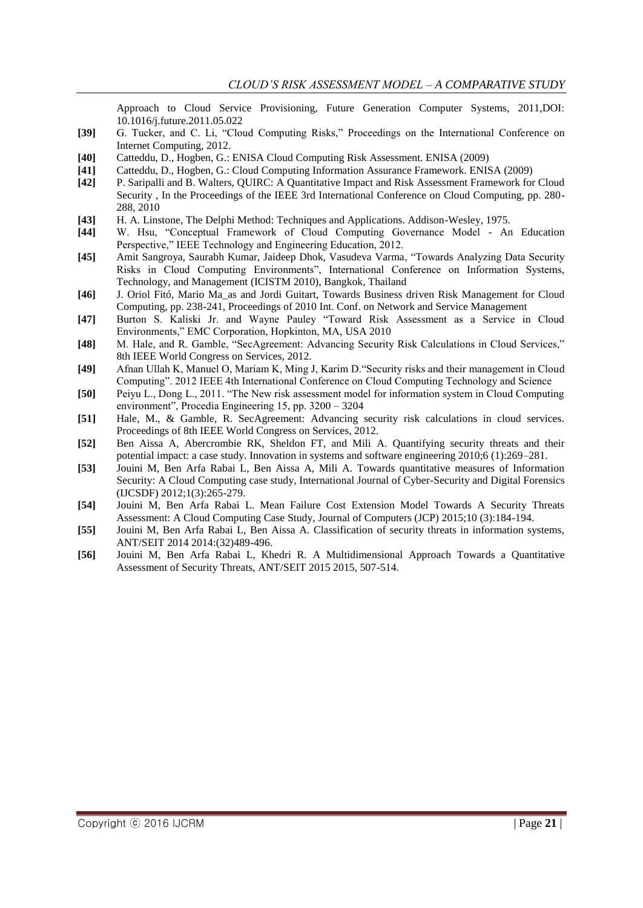Approach to Cloud Service Provisioning, Future Generation Computer Systems, 2011,DOI: 10.1016/j.future.2011.05.022

**[39]** G. Tucker, and C. Li, “Cloud Computing Risks,” Proceedings on the International Conference on Internet Computing, 2012.

**[40]** Catteddu, D., Hogben, G.: ENISA Cloud Computing Risk Assessment. ENISA (2009)

**[41]** Catteddu, D., Hogben, G.: Cloud Computing Information Assurance Framework. ENISA (2009)

**[42]** P. Saripalli and B. Walters, QUIRC: A Quantitative Impact and Risk Assessment Framework for Cloud Security , In the Proceedings of the IEEE 3rd International Conference on Cloud Computing, pp. 280-288, 2010

**[43]** H. A. Linstone, The Delphi Method: Techniques and Applications. Addison-Wesley, 1975.

**[44]** W. Hsu, “Conceptual Framework of Cloud Computing Governance Model - An Education Perspective,” IEEE Technology and Engineering Education, 2012.

**[45]** Amit Sangroya, Saurabh Kumar, Jaideep Dhok, Vasudeva Varma, “Towards Analyzing Data Security Risks in Cloud Computing Environments”, International Conference on Information Systems, Technology, and Management (ICISTM 2010), Bangkok, Thailand

**[46]** J. Oriol Fitó, Mario Ma_as and Jordi Guitart, Towards Business driven Risk Management for Cloud Computing, pp. 238-241, Proceedings of 2010 Int. Conf. on Network and Service Management

**[47]** Burton S. Kaliski Jr. and Wayne Pauley “Toward Risk Assessment as a Service in Cloud Environments,” EMC Corporation, Hopkinton, MA, USA 2010

**[48]** M. Hale, and R. Gamble, “SecAgreement: Advancing Security Risk Calculations in Cloud Services,” 8th IEEE World Congress on Services, 2012.

**[49]** Afnan Ullah K, Manuel O, Mariam K, Ming J, Karim D.“Security risks and their management in Cloud Computing”. 2012 IEEE 4th International Conference on Cloud Computing Technology and Science

**[50]** Peiyu L., Dong L., 2011. “The New risk assessment model for information system in Cloud Computing environment”, Procedia Engineering 15, pp. 3200 – 3204

**[51]** Hale, M., & Gamble, R. SecAgreement: Advancing security risk calculations in cloud services. Proceedings of 8th IEEE World Congress on Services, 2012.

**[52]** Ben Aissa A, Abercrombie RK, Sheldon FT, and Mili A. Quantifying security threats and their potential impact: a case study. Innovation in systems and software engineering 2010;6 (1):269–281.

**[53]** Jouini M, Ben Arfa Rabai L, Ben Aissa A, Mili A. Towards quantitative measures of Information Security: A Cloud Computing case study, International Journal of Cyber-Security and Digital Forensics (IJCSDF) 2012;1(3):265-279.

**[54]** Jouini M, Ben Arfa Rabai L. Mean Failure Cost Extension Model Towards A Security Threats Assessment: A Cloud Computing Case Study, Journal of Computers (JCP) 2015;10 (3):184-194.

**[55]** Jouini M, Ben Arfa Rabai L, Ben Aissa A. Classification of security threats in information systems, ANT/SEIT 2014 2014:(32)489-496.

**[56]** Jouini M, Ben Arfa Rabai L, Khedri R. A Multidimensional Approach Towards a Quantitative Assessment of Security Threats, ANT/SEIT 2015 2015, 507-514.